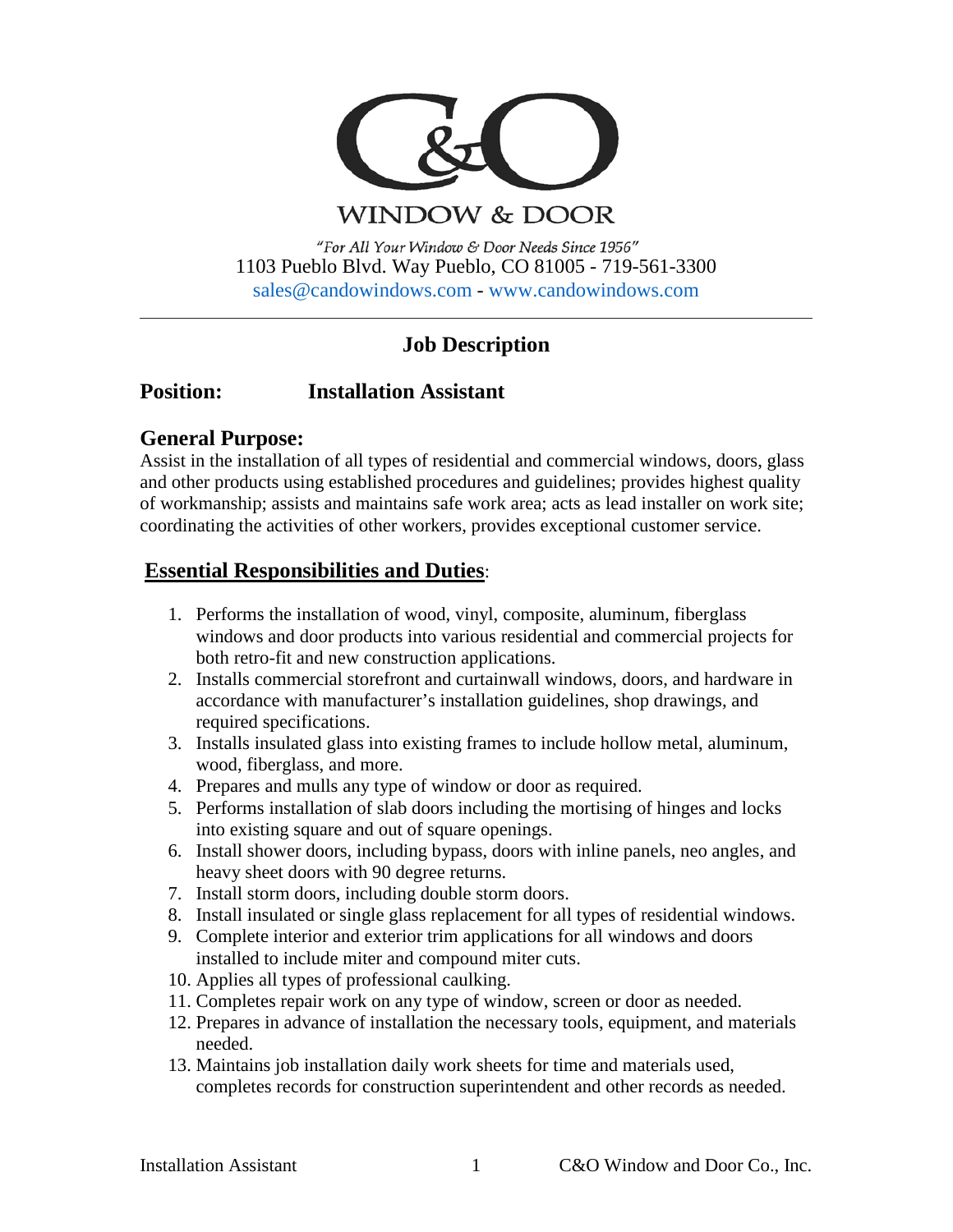C&O

WINDOW & DOOR

*"For All Your Window & Door Needs Since 1956"*

1103 Pueblo Blvd. Way Pueblo, CO 81005 - 719-561-3300

sales@candowindows.com - www.candowindows.com

---

## Job Description

### Position: Installation Assistant

### General Purpose:

Assist in the installation of all types of residential and commercial windows, doors, glass and other products using established procedures and guidelines; provides highest quality of workmanship; assists and maintains safe work area; acts as lead installer on work site; coordinating the activities of other workers, provides exceptional customer service.

### Essential Responsibilities and Duties:

1. Performs the installation of wood, vinyl, composite, aluminum, fiberglass windows and door products into various residential and commercial projects for both retro-fit and new construction applications.
2. Installs commercial storefront and curtainwall windows, doors, and hardware in accordance with manufacturer's installation guidelines, shop drawings, and required specifications.
3. Installs insulated glass into existing frames to include hollow metal, aluminum, wood, fiberglass, and more.
4. Prepares and mulls any type of window or door as required.
5. Performs installation of slab doors including the mortising of hinges and locks into existing square and out of square openings.
6. Install shower doors, including bypass, doors with inline panels, neo angles, and heavy sheet doors with 90 degree returns.
7. Install storm doors, including double storm doors.
8. Install insulated or single glass replacement for all types of residential windows.
9. Complete interior and exterior trim applications for all windows and doors installed to include miter and compound miter cuts.
10. Applies all types of professional caulking.
11. Completes repair work on any type of window, screen or door as needed.
12. Prepares in advance of installation the necessary tools, equipment, and materials needed.
13. Maintains job installation daily work sheets for time and materials used, completes records for construction superintendent and other records as needed.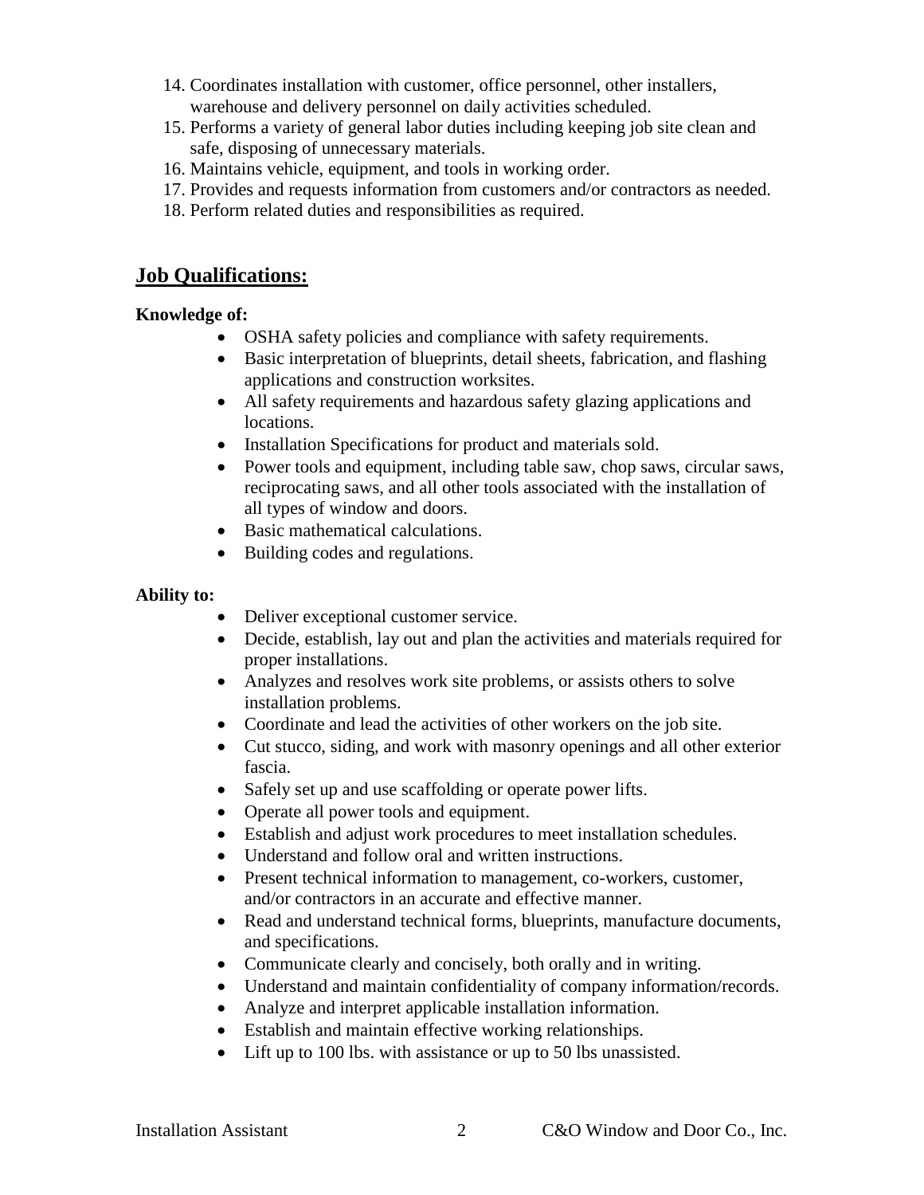14. Coordinates installation with customer, office personnel, other installers, warehouse and delivery personnel on daily activities scheduled.
15. Performs a variety of general labor duties including keeping job site clean and safe, disposing of unnecessary materials.
16. Maintains vehicle, equipment, and tools in working order.
17. Provides and requests information from customers and/or contractors as needed.
18. Perform related duties and responsibilities as required.

## Job Qualifications:

**Knowledge of:**

- OSHA safety policies and compliance with safety requirements.
- Basic interpretation of blueprints, detail sheets, fabrication, and flashing applications and construction worksites.
- All safety requirements and hazardous safety glazing applications and locations.
- Installation Specifications for product and materials sold.
- Power tools and equipment, including table saw, chop saws, circular saws, reciprocating saws, and all other tools associated with the installation of all types of window and doors.
- Basic mathematical calculations.
- Building codes and regulations.

**Ability to:**

- Deliver exceptional customer service.
- Decide, establish, lay out and plan the activities and materials required for proper installations.
- Analyzes and resolves work site problems, or assists others to solve installation problems.
- Coordinate and lead the activities of other workers on the job site.
- Cut stucco, siding, and work with masonry openings and all other exterior fascia.
- Safely set up and use scaffolding or operate power lifts.
- Operate all power tools and equipment.
- Establish and adjust work procedures to meet installation schedules.
- Understand and follow oral and written instructions.
- Present technical information to management, co-workers, customer, and/or contractors in an accurate and effective manner.
- Read and understand technical forms, blueprints, manufacture documents, and specifications.
- Communicate clearly and concisely, both orally and in writing.
- Understand and maintain confidentiality of company information/records.
- Analyze and interpret applicable installation information.
- Establish and maintain effective working relationships.
- Lift up to 100 lbs. with assistance or up to 50 lbs unassisted.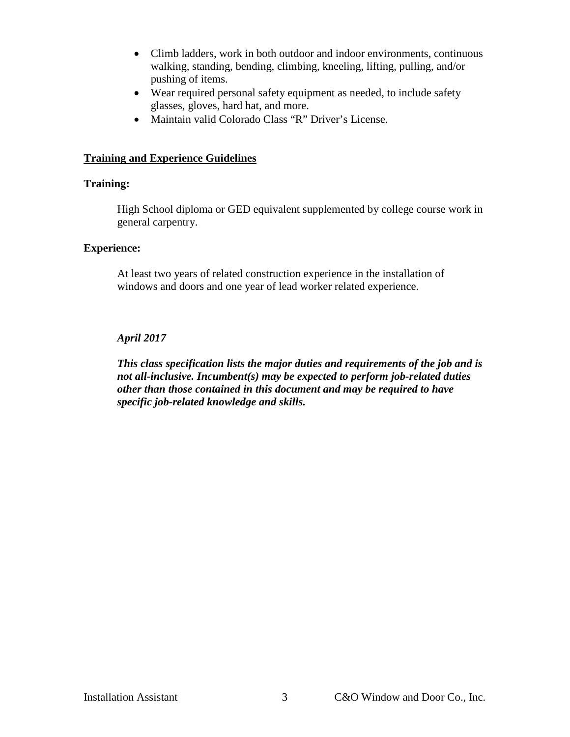- Climb ladders, work in both outdoor and indoor environments, continuous walking, standing, bending, climbing, kneeling, lifting, pulling, and/or pushing of items.
- Wear required personal safety equipment as needed, to include safety glasses, gloves, hard hat, and more.
- Maintain valid Colorado Class "R" Driver's License.

## Training and Experience Guidelines

### Training:

High School diploma or GED equivalent supplemented by college course work in general carpentry.

### Experience:

At least two years of related construction experience in the installation of windows and doors and one year of lead worker related experience.

***April 2017***

***This class specification lists the major duties and requirements of the job and is not all-inclusive. Incumbent(s) may be expected to perform job-related duties other than those contained in this document and may be required to have specific job-related knowledge and skills.***